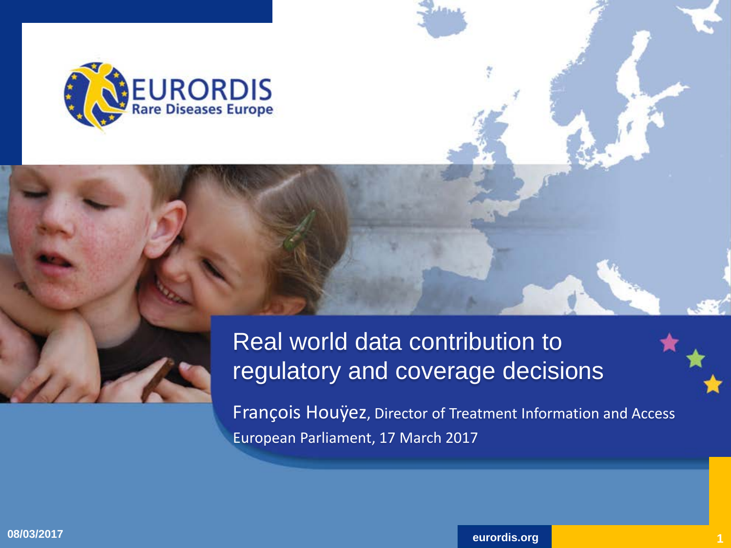EURORDIS

Rare Diseases Europe

# Real world data contribution to regulatory and coverage decisions

François Houÿez, Director of Treatment Information and Access

European Parliament, 17 March 2017

08/03/2017

eurordis.org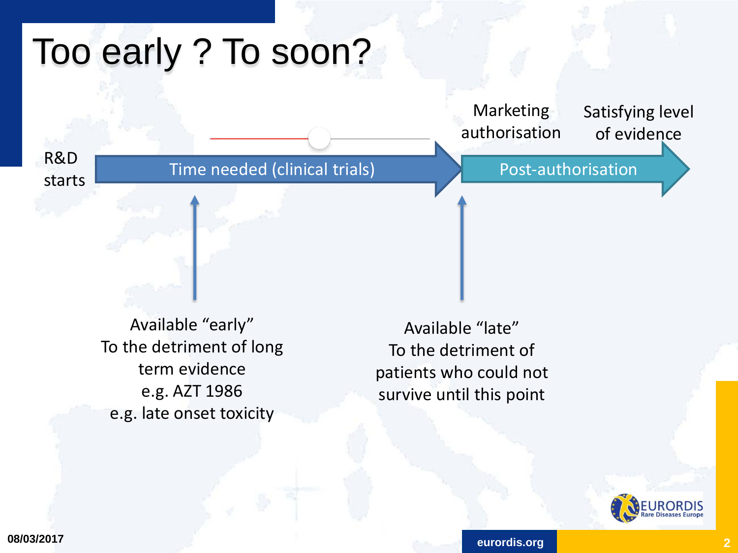# Too early ? To soon?

R&D starts

Time needed (clinical trials)

Marketing authorisation

Post-authorisation

Satisfying level of evidence

Available "early"
To the detriment of long term evidence
e.g. AZT 1986
e.g. late onset toxicity

Available "late"
To the detriment of patients who could not survive until this point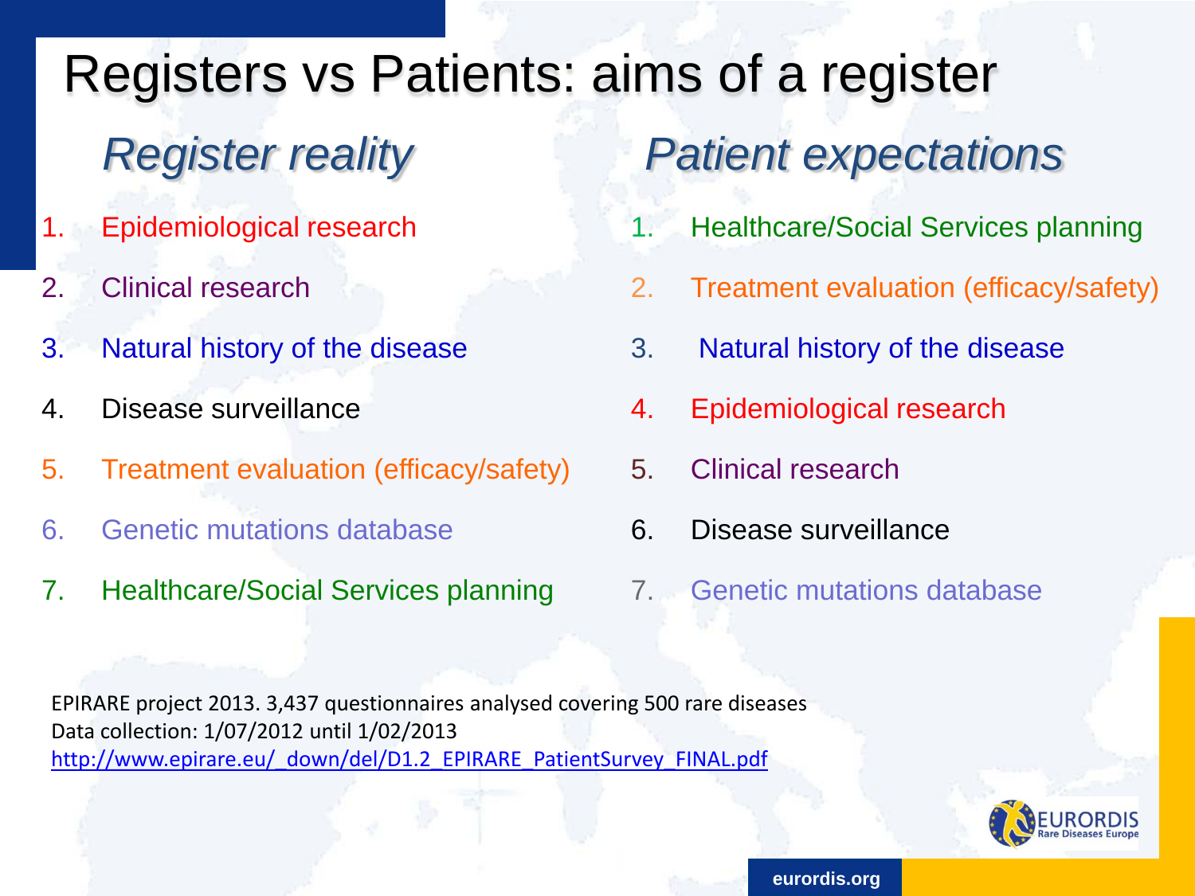# Registers vs Patients: aims of a register

## *Register reality*

1. Epidemiological research
2. Clinical research
3. Natural history of the disease
4. Disease surveillance
5. Treatment evaluation (efficacy/safety)
6. Genetic mutations database
7. Healthcare/Social Services planning

## *Patient expectations*

1. Healthcare/Social Services planning
2. Treatment evaluation (efficacy/safety)
3. Natural history of the disease
4. Epidemiological research
5. Clinical research
6. Disease surveillance
7. Genetic mutations database

EPIRARE project 2013. 3,437 questionnaires analysed covering 500 rare diseases
Data collection: 1/07/2012 until 1/02/2013
http://www.epirare.eu/_down/del/D1.2_EPIRARE_PatientSurvey_FINAL.pdf

EURORDIS Rare Diseases Europe

eurordis.org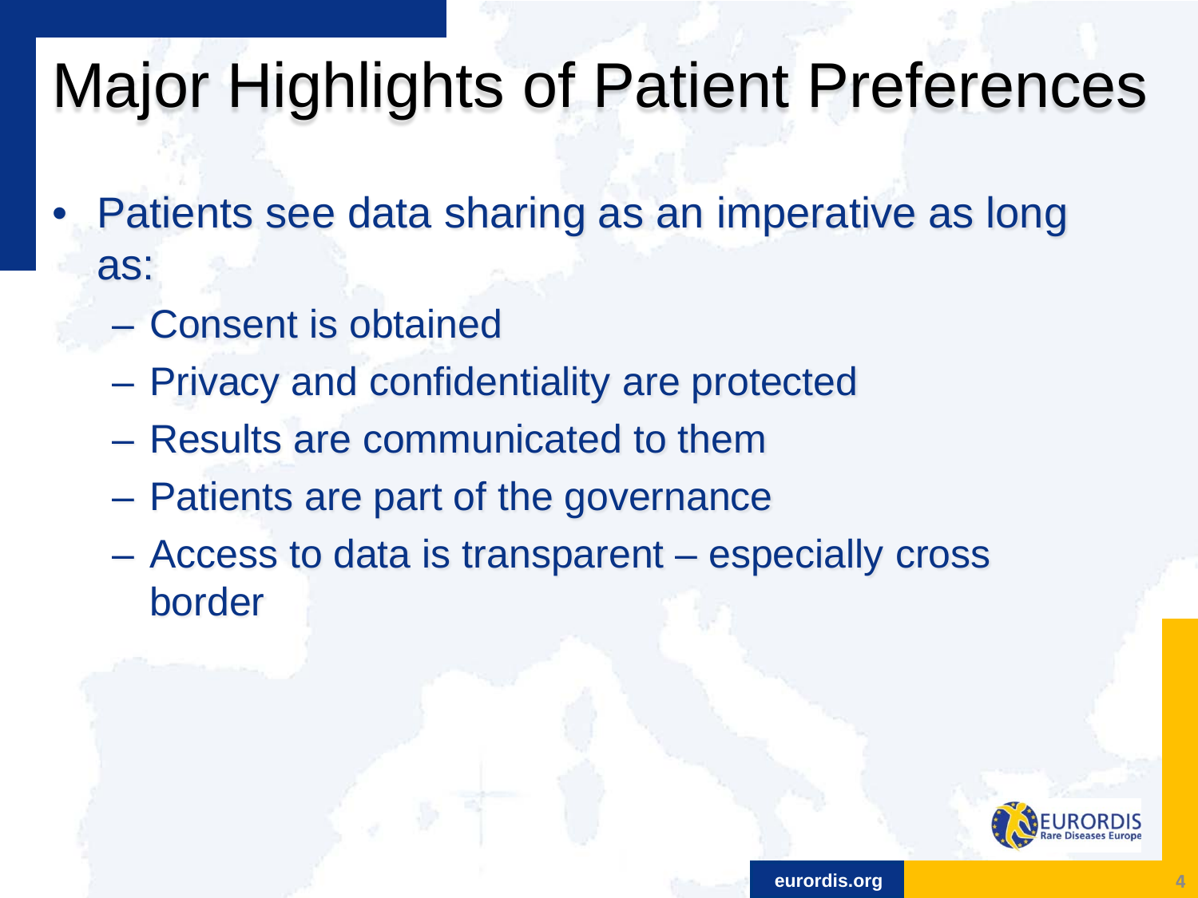# Major Highlights of Patient Preferences

- Patients see data sharing as an imperative as long as:
  - Consent is obtained
  - Privacy and confidentiality are protected
  - Results are communicated to them
  - Patients are part of the governance
  - Access to data is transparent – especially cross border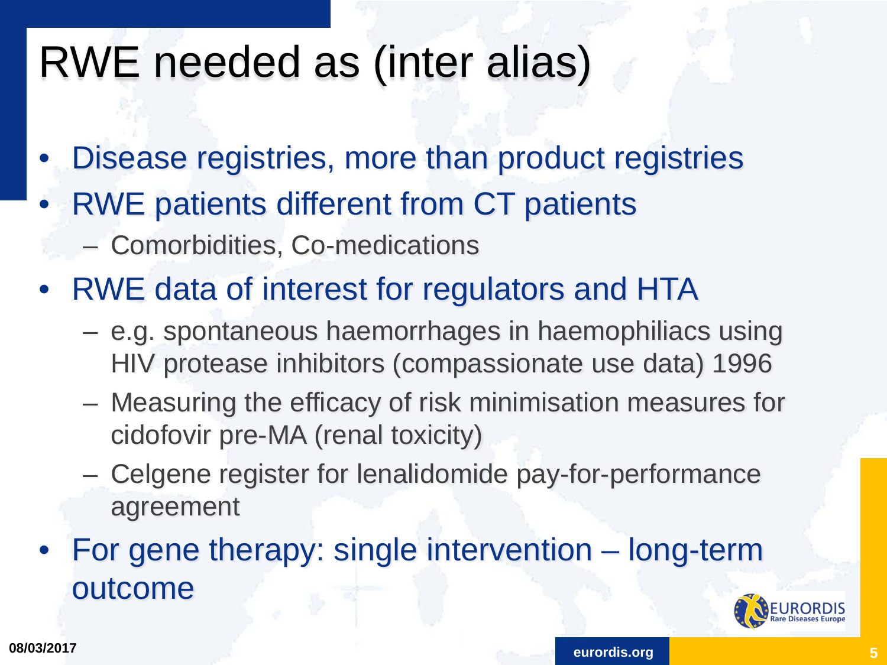# RWE needed as (inter alias)

- Disease registries, more than product registries
- RWE patients different from CT patients
  - Comorbidities, Co-medications
- RWE data of interest for regulators and HTA
  - e.g. spontaneous haemorrhages in haemophiliacs using HIV protease inhibitors (compassionate use data) 1996
  - Measuring the efficacy of risk minimisation measures for cidofovir pre-MA (renal toxicity)
  - Celgene register for lenalidomide pay-for-performance agreement
- For gene therapy: single intervention – long-term outcome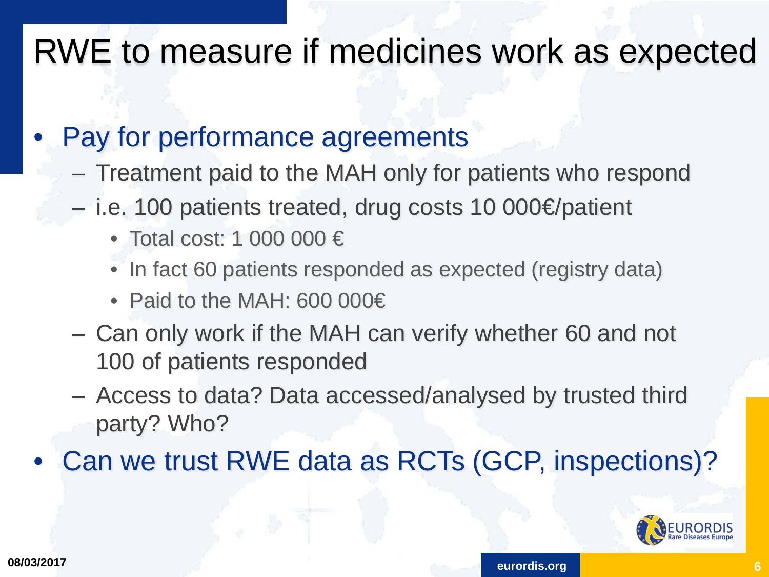# RWE to measure if medicines work as expected

- Pay for performance agreements
  - Treatment paid to the MAH only for patients who respond
  - i.e. 100 patients treated, drug costs 10 000€/patient
    - Total cost: 1 000 000 €
    - In fact 60 patients responded as expected (registry data)
    - Paid to the MAH: 600 000€
  - Can only work if the MAH can verify whether 60 and not 100 of patients responded
  - Access to data? Data accessed/analysed by trusted third party? Who?
- Can we trust RWE data as RCTs (GCP, inspections)?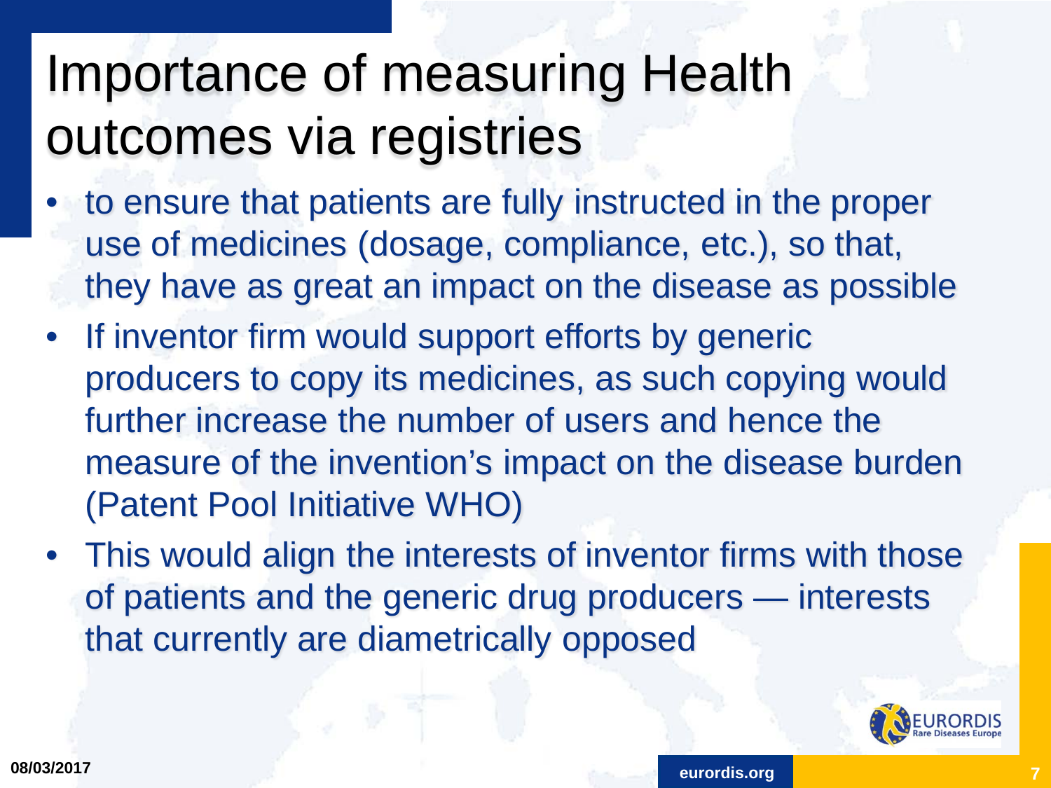# Importance of measuring Health outcomes via registries

- to ensure that patients are fully instructed in the proper use of medicines (dosage, compliance, etc.), so that, they have as great an impact on the disease as possible
- If inventor firm would support efforts by generic producers to copy its medicines, as such copying would further increase the number of users and hence the measure of the invention's impact on the disease burden (Patent Pool Initiative WHO)
- This would align the interests of inventor firms with those of patients and the generic drug producers — interests that currently are diametrically opposed